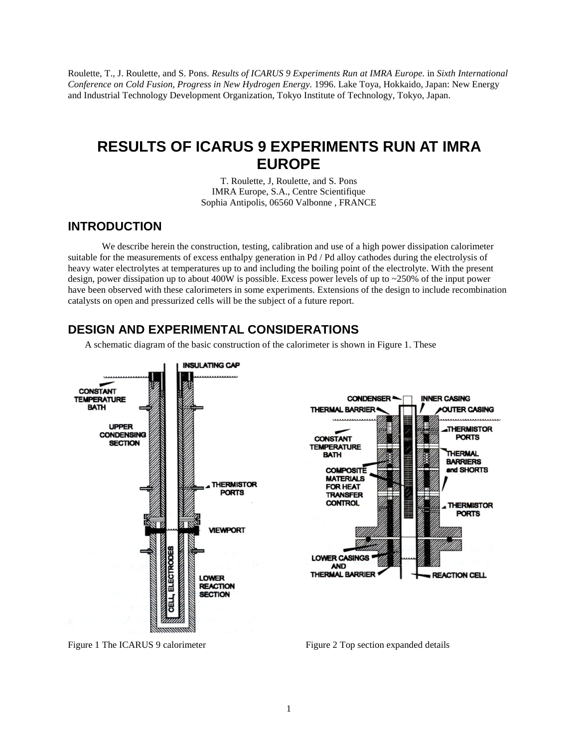Roulette, T., J. Roulette, and S. Pons. *Results of ICARUS 9 Experiments Run at IMRA Europe.* in *Sixth International Conference on Cold Fusion, Progress in New Hydrogen Energy.* 1996. Lake Toya, Hokkaido, Japan: New Energy and Industrial Technology Development Organization, Tokyo Institute of Technology, Tokyo, Japan.

# RESULTS OF ICARUS 9 EXPERIMENTS RUN AT IMRA EUROPE

T. Roulette, J, Roulette, and S. Pons
IMRA Europe, S.A., Centre Scientifique
Sophia Antipolis, 06560 Valbonne , FRANCE

## INTRODUCTION

We describe herein the construction, testing, calibration and use of a high power dissipation calorimeter suitable for the measurements of excess enthalpy generation in Pd / Pd alloy cathodes during the electrolysis of heavy water electrolytes at temperatures up to and including the boiling point of the electrolyte. With the present design, power dissipation up to about 400W is possible. Excess power levels of up to ~250% of the input power have been observed with these calorimeters in some experiments. Extensions of the design to include recombination catalysts on open and pressurized cells will be the subject of a future report.

## DESIGN AND EXPERIMENTAL CONSIDERATIONS

A schematic diagram of the basic construction of the calorimeter is shown in Figure 1. These

Figure 1 The ICARUS 9 calorimeter

Figure 2 Top section expanded details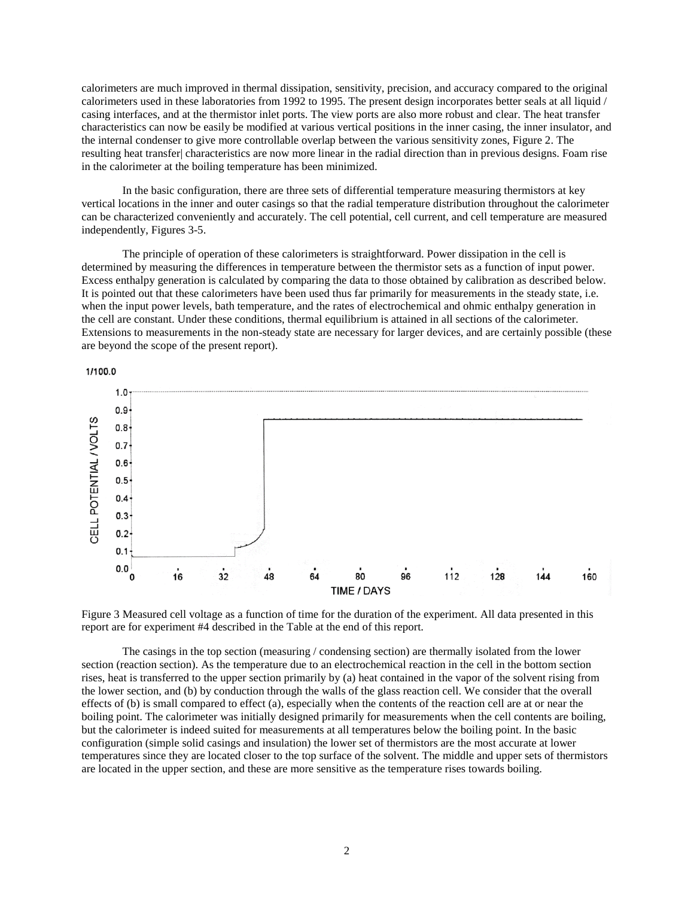calorimeters are much improved in thermal dissipation, sensitivity, precision, and accuracy compared to the original calorimeters used in these laboratories from 1992 to 1995. The present design incorporates better seals at all liquid / casing interfaces, and at the thermistor inlet ports. The view ports are also more robust and clear. The heat transfer characteristics can now be easily be modified at various vertical positions in the inner casing, the inner insulator, and the internal condenser to give more controllable overlap between the various sensitivity zones, Figure 2. The resulting heat transfer| characteristics are now more linear in the radial direction than in previous designs. Foam rise in the calorimeter at the boiling temperature has been minimized.

In the basic configuration, there are three sets of differential temperature measuring thermistors at key vertical locations in the inner and outer casings so that the radial temperature distribution throughout the calorimeter can be characterized conveniently and accurately. The cell potential, cell current, and cell temperature are measured independently, Figures 3-5.

The principle of operation of these calorimeters is straightforward. Power dissipation in the cell is determined by measuring the differences in temperature between the thermistor sets as a function of input power. Excess enthalpy generation is calculated by comparing the data to those obtained by calibration as described below. It is pointed out that these calorimeters have been used thus far primarily for measurements in the steady state, i.e. when the input power levels, bath temperature, and the rates of electrochemical and ohmic enthalpy generation in the cell are constant. Under these conditions, thermal equilibrium is attained in all sections of the calorimeter. Extensions to measurements in the non-steady state are necessary for larger devices, and are certainly possible (these are beyond the scope of the present report).

Figure 3 Measured cell voltage as a function of time for the duration of the experiment. All data presented in this report are for experiment #4 described in the Table at the end of this report.

The casings in the top section (measuring / condensing section) are thermally isolated from the lower section (reaction section). As the temperature due to an electrochemical reaction in the cell in the bottom section rises, heat is transferred to the upper section primarily by (a) heat contained in the vapor of the solvent rising from the lower section, and (b) by conduction through the walls of the glass reaction cell. We consider that the overall effects of (b) is small compared to effect (a), especially when the contents of the reaction cell are at or near the boiling point. The calorimeter was initially designed primarily for measurements when the cell contents are boiling, but the calorimeter is indeed suited for measurements at all temperatures below the boiling point. In the basic configuration (simple solid casings and insulation) the lower set of thermistors are the most accurate at lower temperatures since they are located closer to the top surface of the solvent. The middle and upper sets of thermistors are located in the upper section, and these are more sensitive as the temperature rises towards boiling.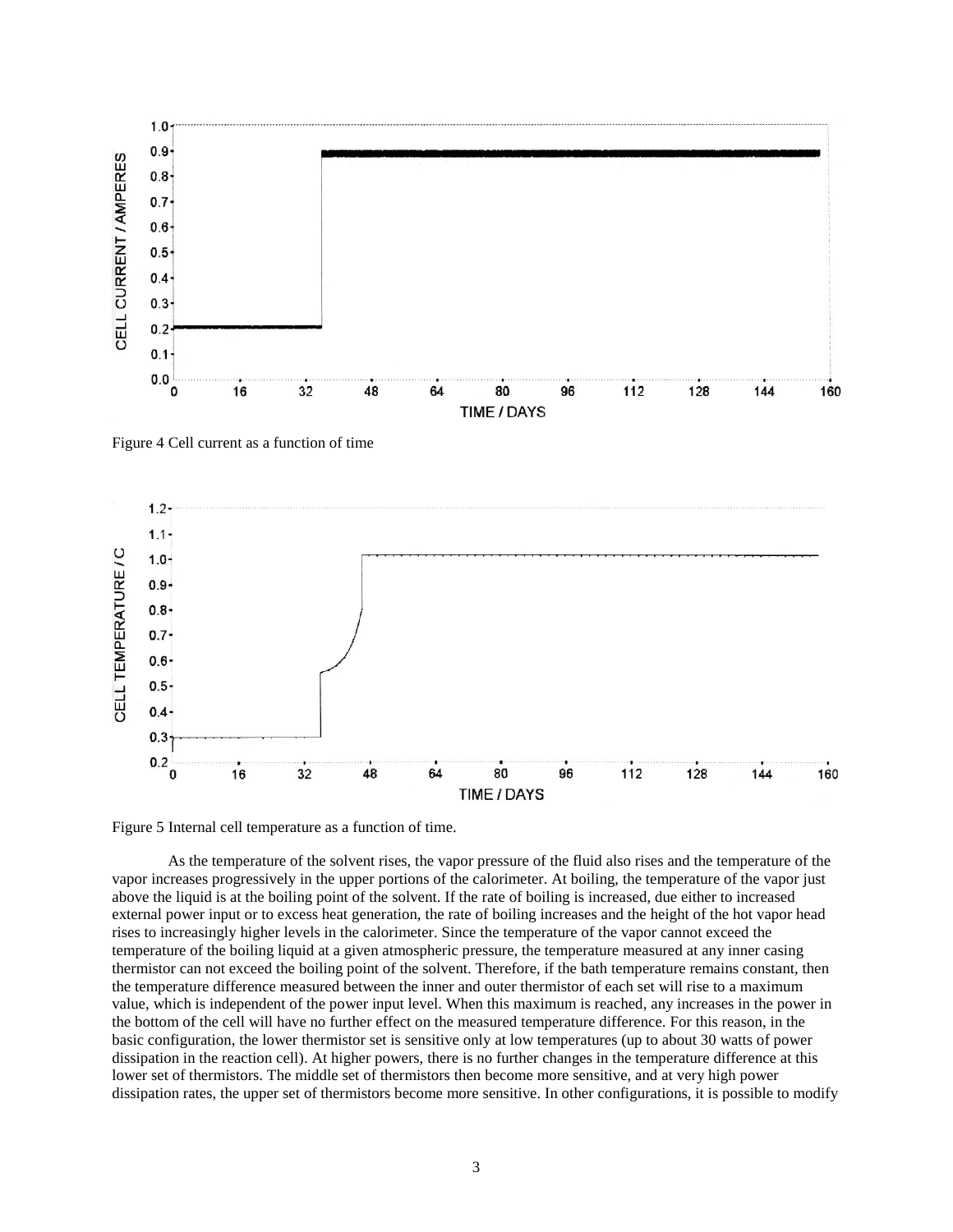Figure 4 Cell current as a function of time

Figure 5 Internal cell temperature as a function of time.

As the temperature of the solvent rises, the vapor pressure of the fluid also rises and the temperature of the vapor increases progressively in the upper portions of the calorimeter. At boiling, the temperature of the vapor just above the liquid is at the boiling point of the solvent. If the rate of boiling is increased, due either to increased external power input or to excess heat generation, the rate of boiling increases and the height of the hot vapor head rises to increasingly higher levels in the calorimeter. Since the temperature of the vapor cannot exceed the temperature of the boiling liquid at a given atmospheric pressure, the temperature measured at any inner casing thermistor can not exceed the boiling point of the solvent. Therefore, if the bath temperature remains constant, then the temperature difference measured between the inner and outer thermistor of each set will rise to a maximum value, which is independent of the power input level. When this maximum is reached, any increases in the power in the bottom of the cell will have no further effect on the measured temperature difference. For this reason, in the basic configuration, the lower thermistor set is sensitive only at low temperatures (up to about 30 watts of power dissipation in the reaction cell). At higher powers, there is no further changes in the temperature difference at this lower set of thermistors. The middle set of thermistors then become more sensitive, and at very high power dissipation rates, the upper set of thermistors become more sensitive. In other configurations, it is possible to modify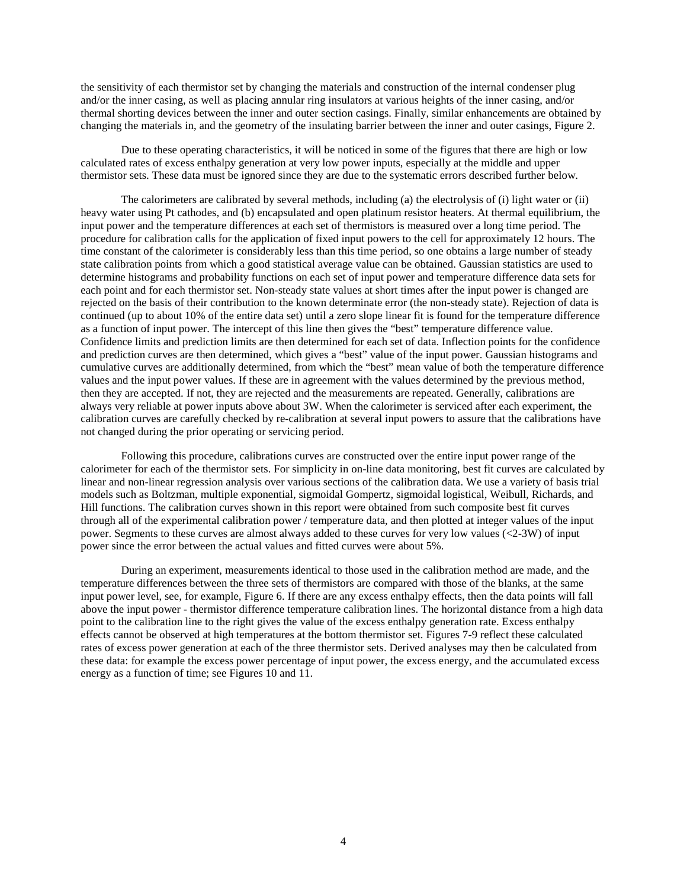the sensitivity of each thermistor set by changing the materials and construction of the internal condenser plug and/or the inner casing, as well as placing annular ring insulators at various heights of the inner casing, and/or thermal shorting devices between the inner and outer section casings. Finally, similar enhancements are obtained by changing the materials in, and the geometry of the insulating barrier between the inner and outer casings, Figure 2.

Due to these operating characteristics, it will be noticed in some of the figures that there are high or low calculated rates of excess enthalpy generation at very low power inputs, especially at the middle and upper thermistor sets. These data must be ignored since they are due to the systematic errors described further below.

The calorimeters are calibrated by several methods, including (a) the electrolysis of (i) light water or (ii) heavy water using Pt cathodes, and (b) encapsulated and open platinum resistor heaters. At thermal equilibrium, the input power and the temperature differences at each set of thermistors is measured over a long time period. The procedure for calibration calls for the application of fixed input powers to the cell for approximately 12 hours. The time constant of the calorimeter is considerably less than this time period, so one obtains a large number of steady state calibration points from which a good statistical average value can be obtained. Gaussian statistics are used to determine histograms and probability functions on each set of input power and temperature difference data sets for each point and for each thermistor set. Non-steady state values at short times after the input power is changed are rejected on the basis of their contribution to the known determinate error (the non-steady state). Rejection of data is continued (up to about 10% of the entire data set) until a zero slope linear fit is found for the temperature difference as a function of input power. The intercept of this line then gives the "best" temperature difference value. Confidence limits and prediction limits are then determined for each set of data. Inflection points for the confidence and prediction curves are then determined, which gives a "best" value of the input power. Gaussian histograms and cumulative curves are additionally determined, from which the "best" mean value of both the temperature difference values and the input power values. If these are in agreement with the values determined by the previous method, then they are accepted. If not, they are rejected and the measurements are repeated. Generally, calibrations are always very reliable at power inputs above about 3W. When the calorimeter is serviced after each experiment, the calibration curves are carefully checked by re-calibration at several input powers to assure that the calibrations have not changed during the prior operating or servicing period.

Following this procedure, calibrations curves are constructed over the entire input power range of the calorimeter for each of the thermistor sets. For simplicity in on-line data monitoring, best fit curves are calculated by linear and non-linear regression analysis over various sections of the calibration data. We use a variety of basis trial models such as Boltzman, multiple exponential, sigmoidal Gompertz, sigmoidal logistical, Weibull, Richards, and Hill functions. The calibration curves shown in this report were obtained from such composite best fit curves through all of the experimental calibration power / temperature data, and then plotted at integer values of the input power. Segments to these curves are almost always added to these curves for very low values (<2-3W) of input power since the error between the actual values and fitted curves were about 5%.

During an experiment, measurements identical to those used in the calibration method are made, and the temperature differences between the three sets of thermistors are compared with those of the blanks, at the same input power level, see, for example, Figure 6. If there are any excess enthalpy effects, then the data points will fall above the input power - thermistor difference temperature calibration lines. The horizontal distance from a high data point to the calibration line to the right gives the value of the excess enthalpy generation rate. Excess enthalpy effects cannot be observed at high temperatures at the bottom thermistor set. Figures 7-9 reflect these calculated rates of excess power generation at each of the three thermistor sets. Derived analyses may then be calculated from these data: for example the excess power percentage of input power, the excess energy, and the accumulated excess energy as a function of time; see Figures 10 and 11.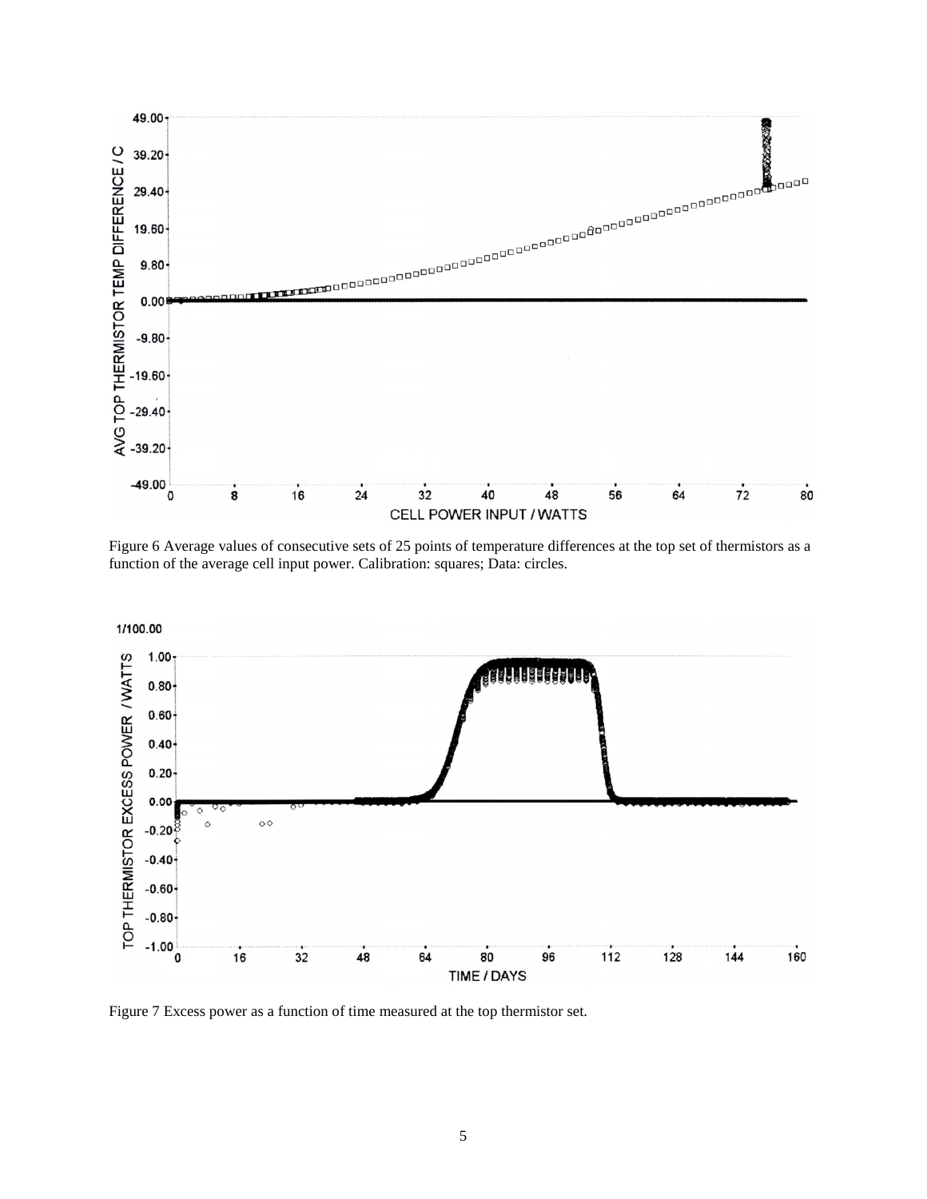Figure 6 Average values of consecutive sets of 25 points of temperature differences at the top set of thermistors as a function of the average cell input power. Calibration: squares; Data: circles.

Figure 7 Excess power as a function of time measured at the top thermistor set.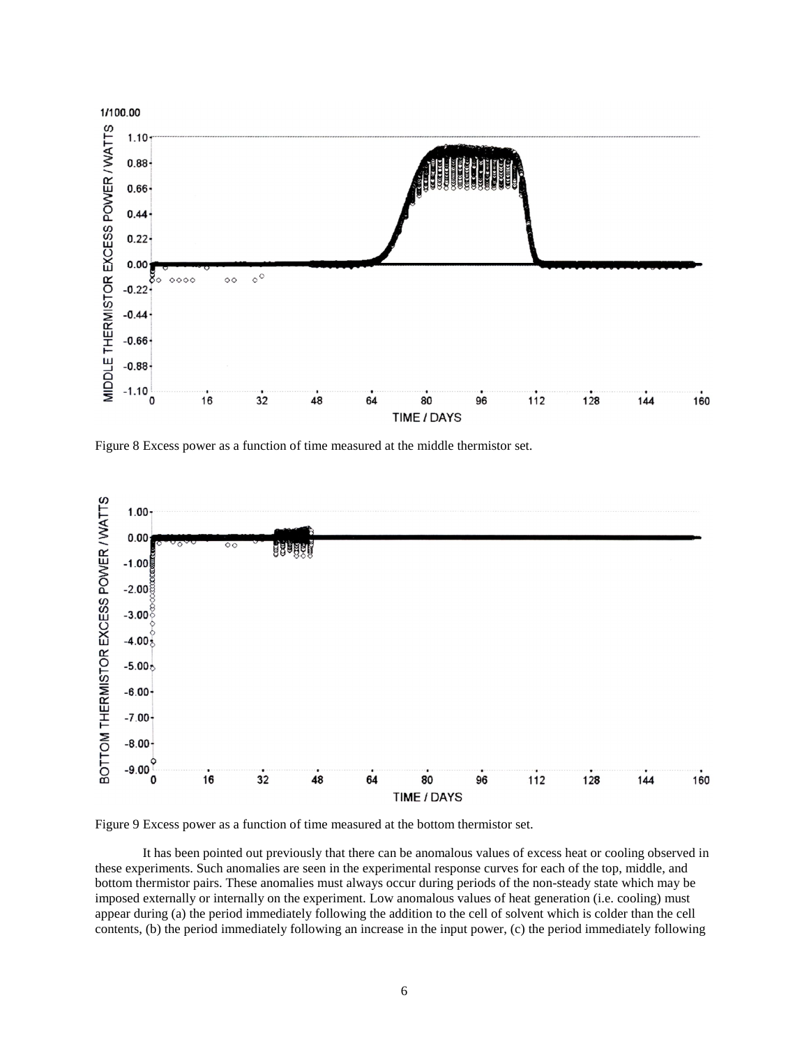Figure 8 Excess power as a function of time measured at the middle thermistor set.

Figure 9 Excess power as a function of time measured at the bottom thermistor set.

It has been pointed out previously that there can be anomalous values of excess heat or cooling observed in these experiments. Such anomalies are seen in the experimental response curves for each of the top, middle, and bottom thermistor pairs. These anomalies must always occur during periods of the non-steady state which may be imposed externally or internally on the experiment. Low anomalous values of heat generation (i.e. cooling) must appear during (a) the period immediately following the addition to the cell of solvent which is colder than the cell contents, (b) the period immediately following an increase in the input power, (c) the period immediately following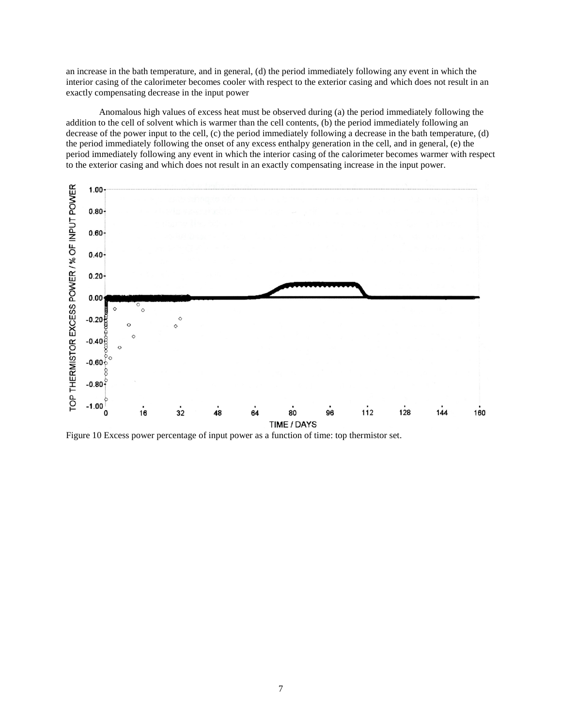an increase in the bath temperature, and in general, (d) the period immediately following any event in which the interior casing of the calorimeter becomes cooler with respect to the exterior casing and which does not result in an exactly compensating decrease in the input power

Anomalous high values of excess heat must be observed during (a) the period immediately following the addition to the cell of solvent which is warmer than the cell contents, (b) the period immediately following an decrease of the power input to the cell, (c) the period immediately following a decrease in the bath temperature, (d) the period immediately following the onset of any excess enthalpy generation in the cell, and in general, (e) the period immediately following any event in which the interior casing of the calorimeter becomes warmer with respect to the exterior casing and which does not result in an exactly compensating increase in the input power.

Figure 10 Excess power percentage of input power as a function of time: top thermistor set.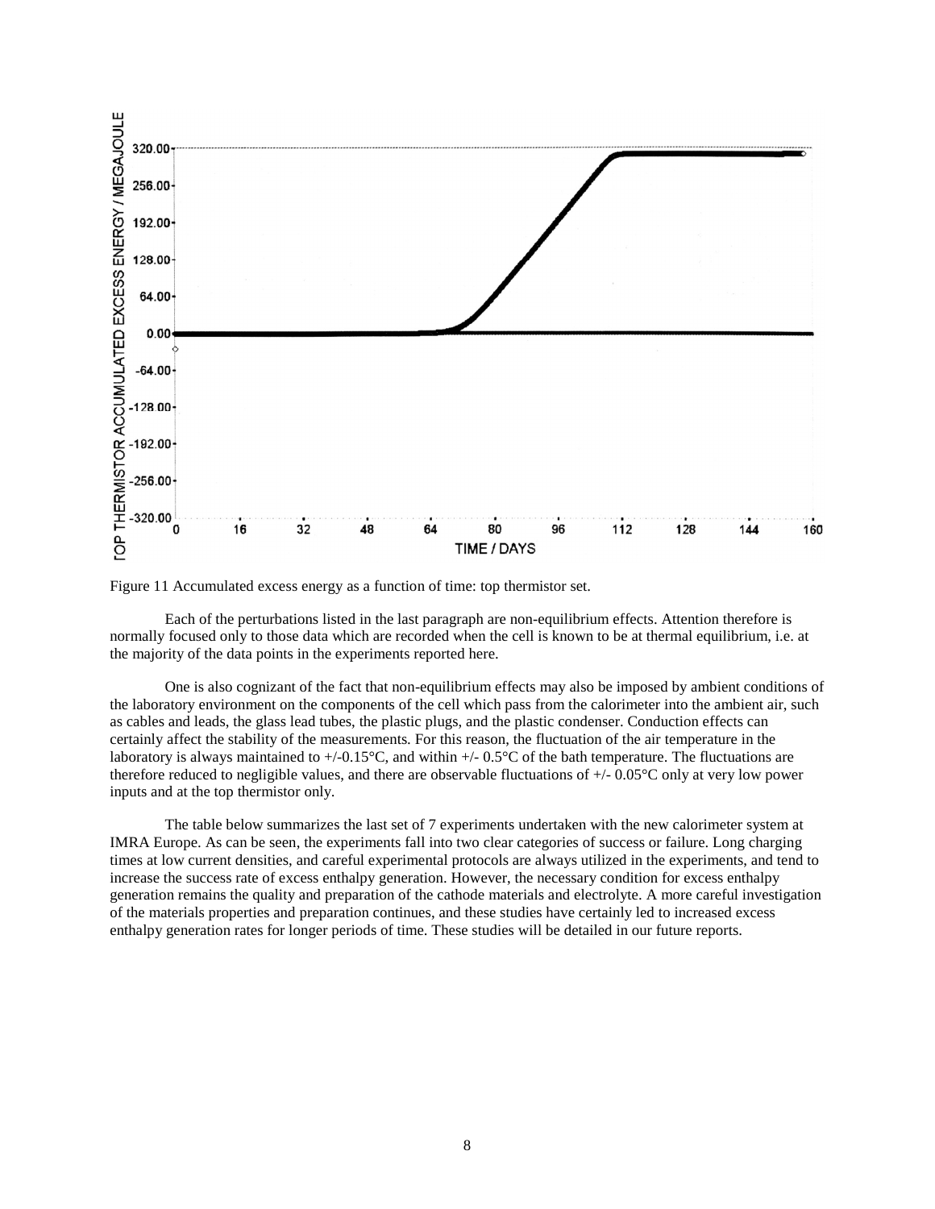Figure 11 Accumulated excess energy as a function of time: top thermistor set.

Each of the perturbations listed in the last paragraph are non-equilibrium effects. Attention therefore is normally focused only to those data which are recorded when the cell is known to be at thermal equilibrium, i.e. at the majority of the data points in the experiments reported here.

One is also cognizant of the fact that non-equilibrium effects may also be imposed by ambient conditions of the laboratory environment on the components of the cell which pass from the calorimeter into the ambient air, such as cables and leads, the glass lead tubes, the plastic plugs, and the plastic condenser. Conduction effects can certainly affect the stability of the measurements. For this reason, the fluctuation of the air temperature in the laboratory is always maintained to +/-0.15°C, and within +/- 0.5°C of the bath temperature. The fluctuations are therefore reduced to negligible values, and there are observable fluctuations of +/- 0.05°C only at very low power inputs and at the top thermistor only.

The table below summarizes the last set of 7 experiments undertaken with the new calorimeter system at IMRA Europe. As can be seen, the experiments fall into two clear categories of success or failure. Long charging times at low current densities, and careful experimental protocols are always utilized in the experiments, and tend to increase the success rate of excess enthalpy generation. However, the necessary condition for excess enthalpy generation remains the quality and preparation of the cathode materials and electrolyte. A more careful investigation of the materials properties and preparation continues, and these studies have certainly led to increased excess enthalpy generation rates for longer periods of time. These studies will be detailed in our future reports.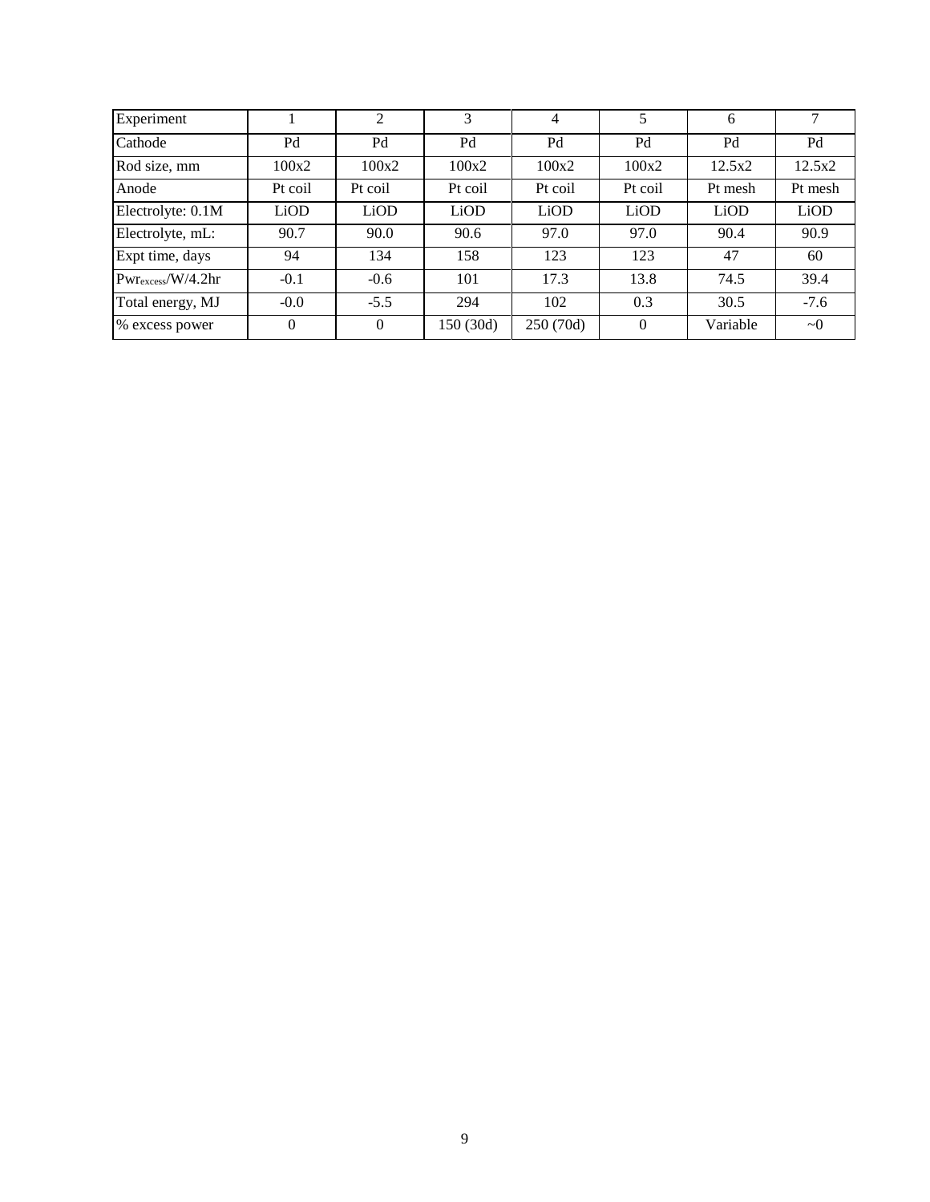| Experiment | 1 | 2 | 3 | 4 | 5 | 6 | 7 |
| --- | --- | --- | --- | --- | --- | --- | --- |
| Cathode | Pd | Pd | Pd | Pd | Pd | Pd | Pd |
| Rod size, mm | 100x2 | 100x2 | 100x2 | 100x2 | 100x2 | 12.5x2 | 12.5x2 |
| Anode | Pt coil | Pt coil | Pt coil | Pt coil | Pt coil | Pt mesh | Pt mesh |
| Electrolyte: 0.1M | LiOD | LiOD | LiOD | LiOD | LiOD | LiOD | LiOD |
| Electrolyte, mL: | 90.7 | 90.0 | 90.6 | 97.0 | 97.0 | 90.4 | 90.9 |
| Expt time, days | 94 | 134 | 158 | 123 | 123 | 47 | 60 |
| $Pwr_{excess}$/W/4.2hr | -0.1 | -0.6 | 101 | 17.3 | 13.8 | 74.5 | 39.4 |
| Total energy, MJ | -0.0 | -5.5 | 294 | 102 | 0.3 | 30.5 | -7.6 |
| % excess power | 0 | 0 | 150 (30d) | 250 (70d) | 0 | Variable | ~0 |